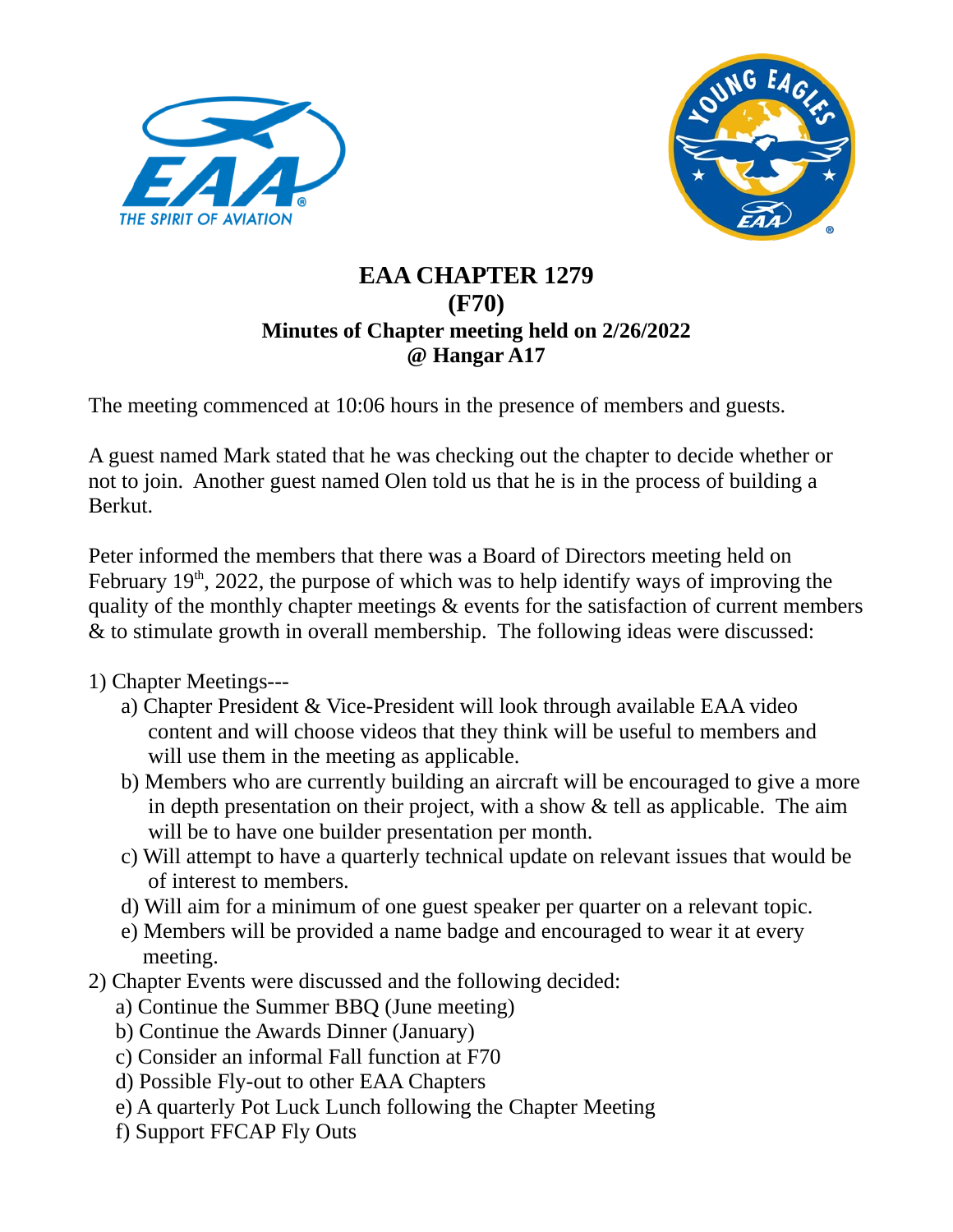# EAA CHAPTER 1279
# (F70)
## Minutes of Chapter meeting held on 2/26/2022
## @ Hangar A17

The meeting commenced at 10:06 hours in the presence of members and guests.

A guest named Mark stated that he was checking out the chapter to decide whether or not to join. Another guest named Olen told us that he is in the process of building a Berkut.

Peter informed the members that there was a Board of Directors meeting held on February 19th, 2022, the purpose of which was to help identify ways of improving the quality of the monthly chapter meetings & events for the satisfaction of current members & to stimulate growth in overall membership. The following ideas were discussed:

1) Chapter Meetings---
   a) Chapter President & Vice-President will look through available EAA video content and will choose videos that they think will be useful to members and will use them in the meeting as applicable.
   b) Members who are currently building an aircraft will be encouraged to give a more in depth presentation on their project, with a show & tell as applicable. The aim will be to have one builder presentation per month.
   c) Will attempt to have a quarterly technical update on relevant issues that would be of interest to members.
   d) Will aim for a minimum of one guest speaker per quarter on a relevant topic.
   e) Members will be provided a name badge and encouraged to wear it at every meeting.
2) Chapter Events were discussed and the following decided:
   a) Continue the Summer BBQ (June meeting)
   b) Continue the Awards Dinner (January)
   c) Consider an informal Fall function at F70
   d) Possible Fly-out to other EAA Chapters
   e) A quarterly Pot Luck Lunch following the Chapter Meeting
   f) Support FFCAP Fly Outs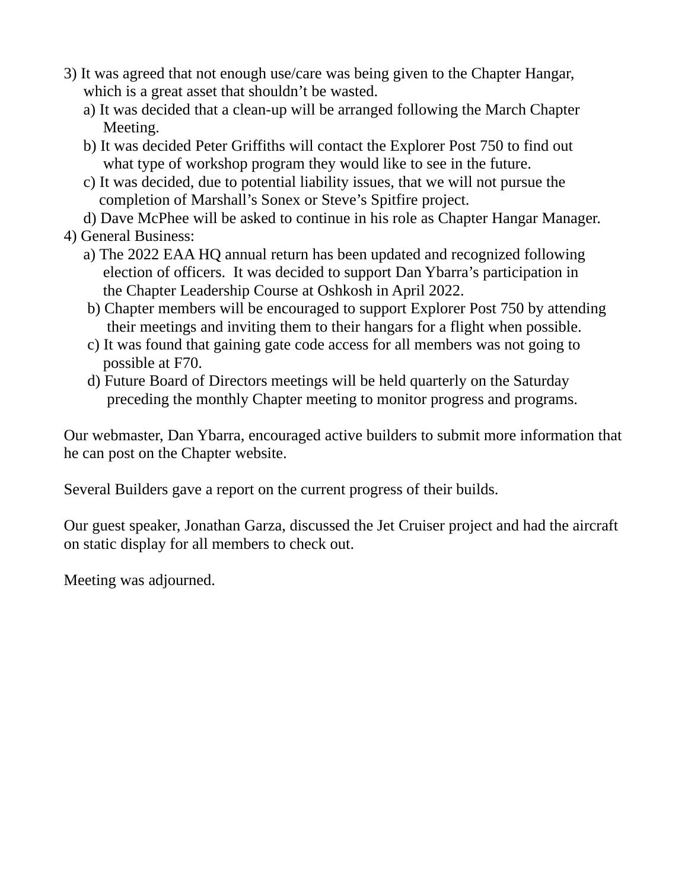3) It was agreed that not enough use/care was being given to the Chapter Hangar, which is a great asset that shouldn't be wasted.
   a) It was decided that a clean-up will be arranged following the March Chapter Meeting.
   b) It was decided Peter Griffiths will contact the Explorer Post 750 to find out what type of workshop program they would like to see in the future.
   c) It was decided, due to potential liability issues, that we will not pursue the completion of Marshall's Sonex or Steve's Spitfire project.
   d) Dave McPhee will be asked to continue in his role as Chapter Hangar Manager.

4) General Business:
   a) The 2022 EAA HQ annual return has been updated and recognized following election of officers. It was decided to support Dan Ybarra's participation in the Chapter Leadership Course at Oshkosh in April 2022.
   b) Chapter members will be encouraged to support Explorer Post 750 by attending their meetings and inviting them to their hangars for a flight when possible.
   c) It was found that gaining gate code access for all members was not going to possible at F70.
   d) Future Board of Directors meetings will be held quarterly on the Saturday preceding the monthly Chapter meeting to monitor progress and programs.

Our webmaster, Dan Ybarra, encouraged active builders to submit more information that he can post on the Chapter website.

Several Builders gave a report on the current progress of their builds.

Our guest speaker, Jonathan Garza, discussed the Jet Cruiser project and had the aircraft on static display for all members to check out.

Meeting was adjourned.